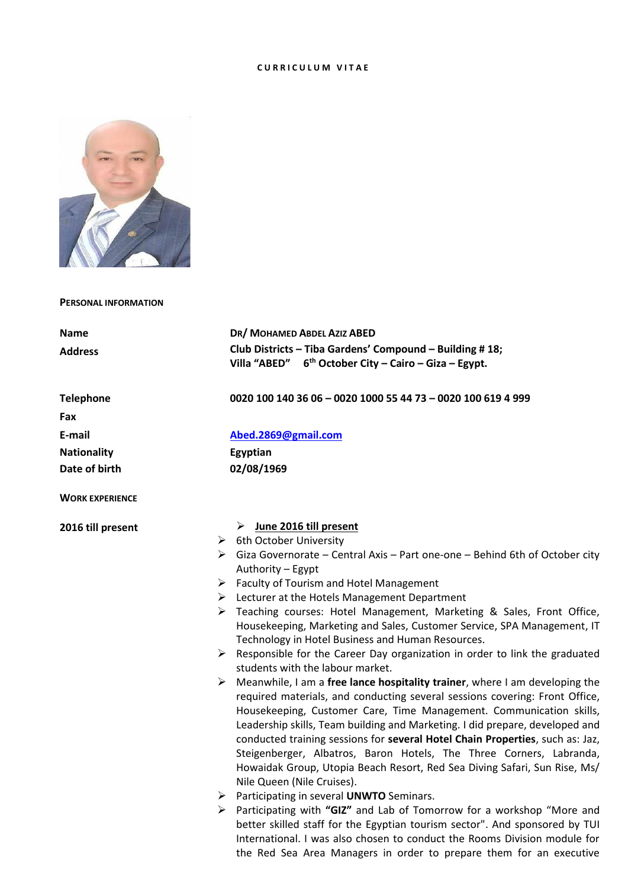# CURRICULUM VITAE

**PERSONAL INFORMATION**

| | |
|---|---|
| **Name** | **DR/ MOHAMED ABDEL AZIZ ABED** |
| **Address** | **Club Districts – Tiba Gardens' Compound – Building # 18; Villa "ABED" 6th October City – Cairo – Giza – Egypt.** |
| **Telephone** | **0020 100 140 36 06 – 0020 1000 55 44 73 – 0020 100 619 4 999** |
| **Fax** | |
| **E-mail** | Abed.2869@gmail.com |
| **Nationality** | **Egyptian** |
| **Date of birth** | **02/08/1969** |

**WORK EXPERIENCE**

**2016 till present**

- **June 2016 till present**
- 6th October University
- Giza Governorate – Central Axis – Part one-one – Behind 6th of October city Authority – Egypt
- Faculty of Tourism and Hotel Management
- Lecturer at the Hotels Management Department
- Teaching courses: Hotel Management, Marketing & Sales, Front Office, Housekeeping, Marketing and Sales, Customer Service, SPA Management, IT Technology in Hotel Business and Human Resources.
- Responsible for the Career Day organization in order to link the graduated students with the labour market.
- Meanwhile, I am a **free lance hospitality trainer**, where I am developing the required materials, and conducting several sessions covering: Front Office, Housekeeping, Customer Care, Time Management. Communication skills, Leadership skills, Team building and Marketing. I did prepare, developed and conducted training sessions for **several Hotel Chain Properties**, such as: Jaz, Steigenberger, Albatros, Baron Hotels, The Three Corners, Labranda, Howaidak Group, Utopia Beach Resort, Red Sea Diving Safari, Sun Rise, Ms/ Nile Queen (Nile Cruises).
- Participating in several **UNWTO** Seminars.
- Participating with **"GIZ"** and Lab of Tomorrow for a workshop "More and better skilled staff for the Egyptian tourism sector". And sponsored by TUI International. I was also chosen to conduct the Rooms Division module for the Red Sea Area Managers in order to prepare them for an executive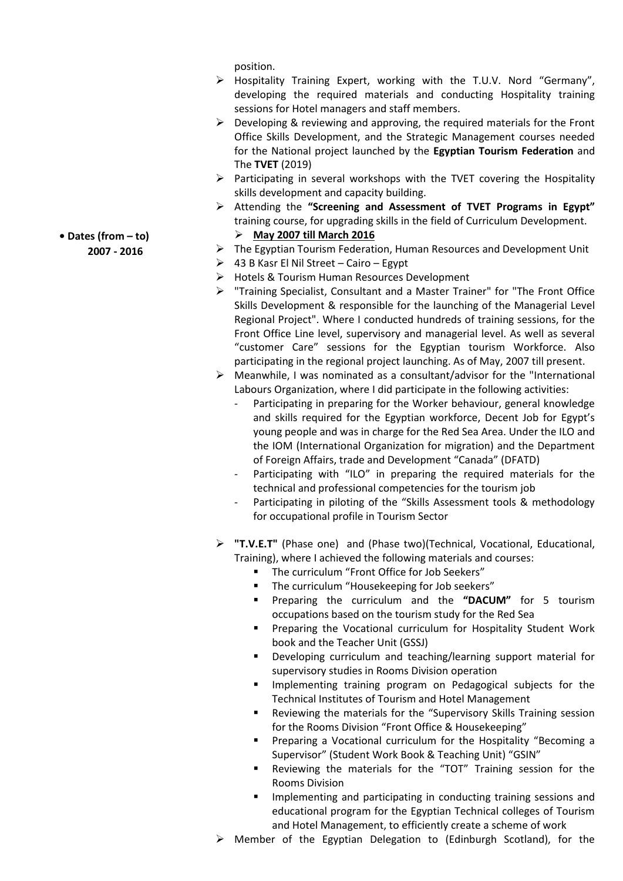position.

- Hospitality Training Expert, working with the T.U.V. Nord "Germany", developing the required materials and conducting Hospitality training sessions for Hotel managers and staff members.
- Developing & reviewing and approving, the required materials for the Front Office Skills Development, and the Strategic Management courses needed for the National project launched by the **Egyptian Tourism Federation** and The **TVET** (2019)
- Participating in several workshops with the TVET covering the Hospitality skills development and capacity building.
- Attending the **"Screening and Assessment of TVET Programs in Egypt"** training course, for upgrading skills in the field of Curriculum Development.

**• Dates (from – to)**
**2007 - 2016**

- **<u>May 2007 till March 2016</u>**
- The Egyptian Tourism Federation, Human Resources and Development Unit
- 43 B Kasr El Nil Street – Cairo – Egypt
- Hotels & Tourism Human Resources Development
- "Training Specialist, Consultant and a Master Trainer" for "The Front Office Skills Development & responsible for the launching of the Managerial Level Regional Project". Where I conducted hundreds of training sessions, for the Front Office Line level, supervisory and managerial level. As well as several "customer Care" sessions for the Egyptian tourism Workforce. Also participating in the regional project launching. As of May, 2007 till present.
- Meanwhile, I was nominated as a consultant/advisor for the "International Labours Organization, where I did participate in the following activities:
    - Participating in preparing for the Worker behaviour, general knowledge and skills required for the Egyptian workforce, Decent Job for Egypt's young people and was in charge for the Red Sea Area. Under the ILO and the IOM (International Organization for migration) and the Department of Foreign Affairs, trade and Development "Canada" (DFATD)
    - Participating with "ILO" in preparing the required materials for the technical and professional competencies for the tourism job
    - Participating in piloting of the "Skills Assessment tools & methodology for occupational profile in Tourism Sector

- **"T.V.E.T"** (Phase one) and (Phase two)(Technical, Vocational, Educational, Training), where I achieved the following materials and courses:
    - The curriculum "Front Office for Job Seekers"
    - The curriculum "Housekeeping for Job seekers"
    - Preparing the curriculum and the **"DACUM"** for 5 tourism occupations based on the tourism study for the Red Sea
    - Preparing the Vocational curriculum for Hospitality Student Work book and the Teacher Unit (GSSJ)
    - Developing curriculum and teaching/learning support material for supervisory studies in Rooms Division operation
    - Implementing training program on Pedagogical subjects for the Technical Institutes of Tourism and Hotel Management
    - Reviewing the materials for the "Supervisory Skills Training session for the Rooms Division "Front Office & Housekeeping"
    - Preparing a Vocational curriculum for the Hospitality "Becoming a Supervisor" (Student Work Book & Teaching Unit) "GSIN"
    - Reviewing the materials for the "TOT" Training session for the Rooms Division
    - Implementing and participating in conducting training sessions and educational program for the Egyptian Technical colleges of Tourism and Hotel Management, to efficiently create a scheme of work
- Member of the Egyptian Delegation to (Edinburgh Scotland), for the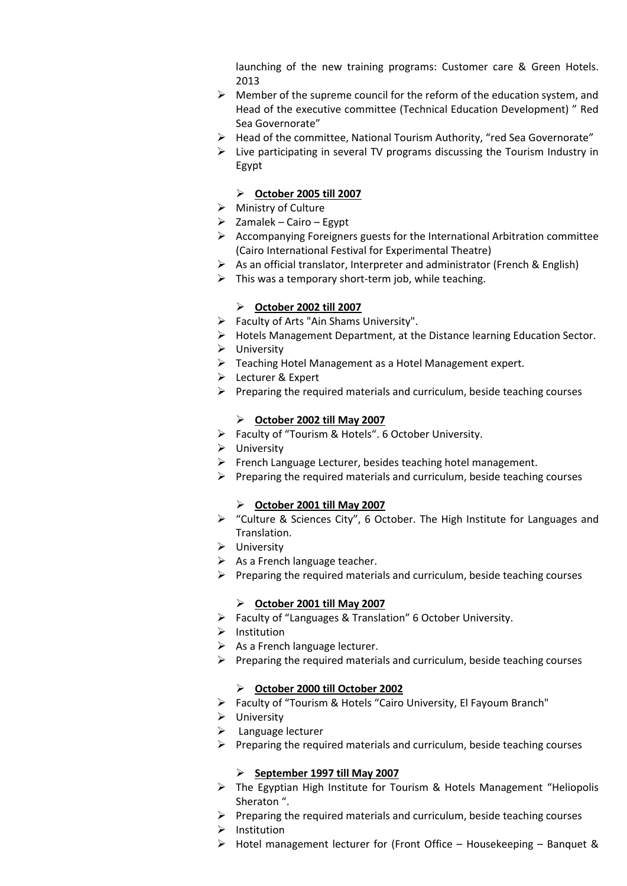launching of the new training programs: Customer care & Green Hotels. 2013

- Member of the supreme council for the reform of the education system, and Head of the executive committee (Technical Education Development) " Red Sea Governorate"
- Head of the committee, National Tourism Authority, "red Sea Governorate"
- Live participating in several TV programs discussing the Tourism Industry in Egypt

- **<u>October 2005 till 2007</u>**
- Ministry of Culture
- Zamalek – Cairo – Egypt
- Accompanying Foreigners guests for the International Arbitration committee (Cairo International Festival for Experimental Theatre)
- As an official translator, Interpreter and administrator (French & English)
- This was a temporary short-term job, while teaching.

- **<u>October 2002 till 2007</u>**
- Faculty of Arts "Ain Shams University".
- Hotels Management Department, at the Distance learning Education Sector.
- University
- Teaching Hotel Management as a Hotel Management expert.
- Lecturer & Expert
- Preparing the required materials and curriculum, beside teaching courses

- **<u>October 2002 till May 2007</u>**
- Faculty of "Tourism & Hotels". 6 October University.
- University
- French Language Lecturer, besides teaching hotel management.
- Preparing the required materials and curriculum, beside teaching courses

- **<u>October 2001 till May 2007</u>**
- "Culture & Sciences City", 6 October. The High Institute for Languages and Translation.
- University
- As a French language teacher.
- Preparing the required materials and curriculum, beside teaching courses

- **<u>October 2001 till May 2007</u>**
- Faculty of "Languages & Translation" 6 October University.
- Institution
- As a French language lecturer.
- Preparing the required materials and curriculum, beside teaching courses

- **<u>October 2000 till October 2002</u>**
- Faculty of "Tourism & Hotels "Cairo University, El Fayoum Branch"
- University
- Language lecturer
- Preparing the required materials and curriculum, beside teaching courses

- **<u>September 1997 till May 2007</u>**
- The Egyptian High Institute for Tourism & Hotels Management "Heliopolis Sheraton ".
- Preparing the required materials and curriculum, beside teaching courses
- Institution
- Hotel management lecturer for (Front Office – Housekeeping – Banquet &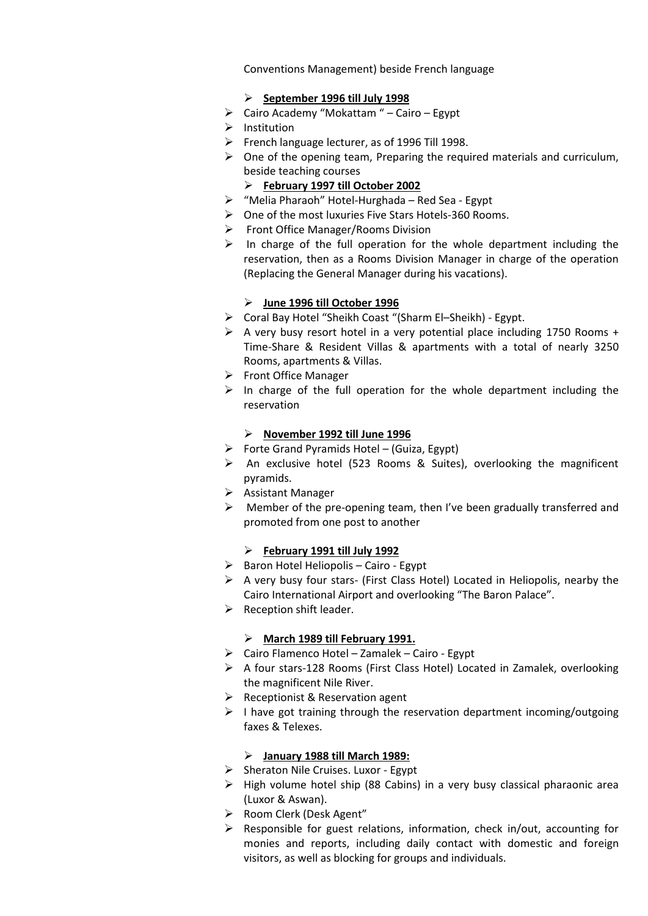Conventions Management) beside French language

- **September 1996 till July 1998**
- Cairo Academy "Mokattam " – Cairo – Egypt
- Institution
- French language lecturer, as of 1996 Till 1998.
- One of the opening team, Preparing the required materials and curriculum, beside teaching courses
- **February 1997 till October 2002**
- "Melia Pharaoh" Hotel-Hurghada – Red Sea - Egypt
- One of the most luxuries Five Stars Hotels-360 Rooms.
- Front Office Manager/Rooms Division
- In charge of the full operation for the whole department including the reservation, then as a Rooms Division Manager in charge of the operation (Replacing the General Manager during his vacations).

- **June 1996 till October 1996**
- Coral Bay Hotel "Sheikh Coast "(Sharm El–Sheikh) - Egypt.
- A very busy resort hotel in a very potential place including 1750 Rooms + Time-Share & Resident Villas & apartments with a total of nearly 3250 Rooms, apartments & Villas.
- Front Office Manager
- In charge of the full operation for the whole department including the reservation

- **November 1992 till June 1996**
- Forte Grand Pyramids Hotel – (Guiza, Egypt)
- An exclusive hotel (523 Rooms & Suites), overlooking the magnificent pyramids.
- Assistant Manager
- Member of the pre-opening team, then I've been gradually transferred and promoted from one post to another

- **February 1991 till July 1992**
- Baron Hotel Heliopolis – Cairo - Egypt
- A very busy four stars- (First Class Hotel) Located in Heliopolis, nearby the Cairo International Airport and overlooking "The Baron Palace".
- Reception shift leader.

- **March 1989 till February 1991.**
- Cairo Flamenco Hotel – Zamalek – Cairo - Egypt
- A four stars-128 Rooms (First Class Hotel) Located in Zamalek, overlooking the magnificent Nile River.
- Receptionist & Reservation agent
- I have got training through the reservation department incoming/outgoing faxes & Telexes.

- **January 1988 till March 1989:**
- Sheraton Nile Cruises. Luxor - Egypt
- High volume hotel ship (88 Cabins) in a very busy classical pharaonic area (Luxor & Aswan).
- Room Clerk (Desk Agent"
- Responsible for guest relations, information, check in/out, accounting for monies and reports, including daily contact with domestic and foreign visitors, as well as blocking for groups and individuals.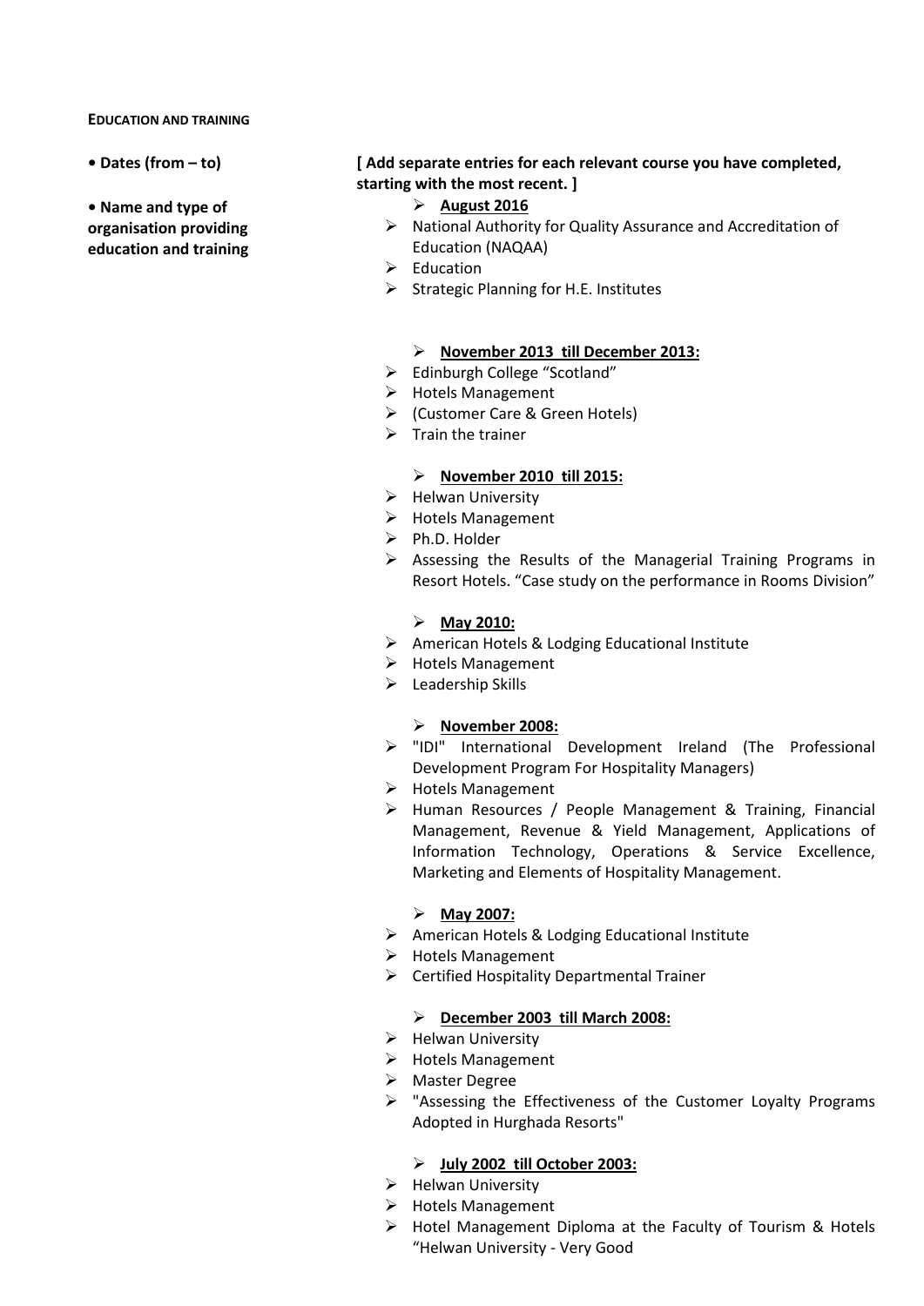**EDUCATION AND TRAINING**

**• Dates (from – to)**

**• Name and type of organisation providing education and training**

**[ Add separate entries for each relevant course you have completed, starting with the most recent. ]**

- **<u>August 2016</u>**
- National Authority for Quality Assurance and Accreditation of Education (NAQAA)
- Education
- Strategic Planning for H.E. Institutes

- **<u>November 2013 till December 2013:</u>**
- Edinburgh College “Scotland”
- Hotels Management
- (Customer Care & Green Hotels)
- Train the trainer

- **<u>November 2010 till 2015:</u>**
- Helwan University
- Hotels Management
- Ph.D. Holder
- Assessing the Results of the Managerial Training Programs in Resort Hotels. “Case study on the performance in Rooms Division”

- **<u>May 2010:</u>**
- American Hotels & Lodging Educational Institute
- Hotels Management
- Leadership Skills

- **<u>November 2008:</u>**
- "IDI" International Development Ireland (The Professional Development Program For Hospitality Managers)
- Hotels Management
- Human Resources / People Management & Training, Financial Management, Revenue & Yield Management, Applications of Information Technology, Operations & Service Excellence, Marketing and Elements of Hospitality Management.

- **<u>May 2007:</u>**
- American Hotels & Lodging Educational Institute
- Hotels Management
- Certified Hospitality Departmental Trainer

- **<u>December 2003 till March 2008:</u>**
- Helwan University
- Hotels Management
- Master Degree
- "Assessing the Effectiveness of the Customer Loyalty Programs Adopted in Hurghada Resorts"

- **<u>July 2002 till October 2003:</u>**
- Helwan University
- Hotels Management
- Hotel Management Diploma at the Faculty of Tourism & Hotels “Helwan University - Very Good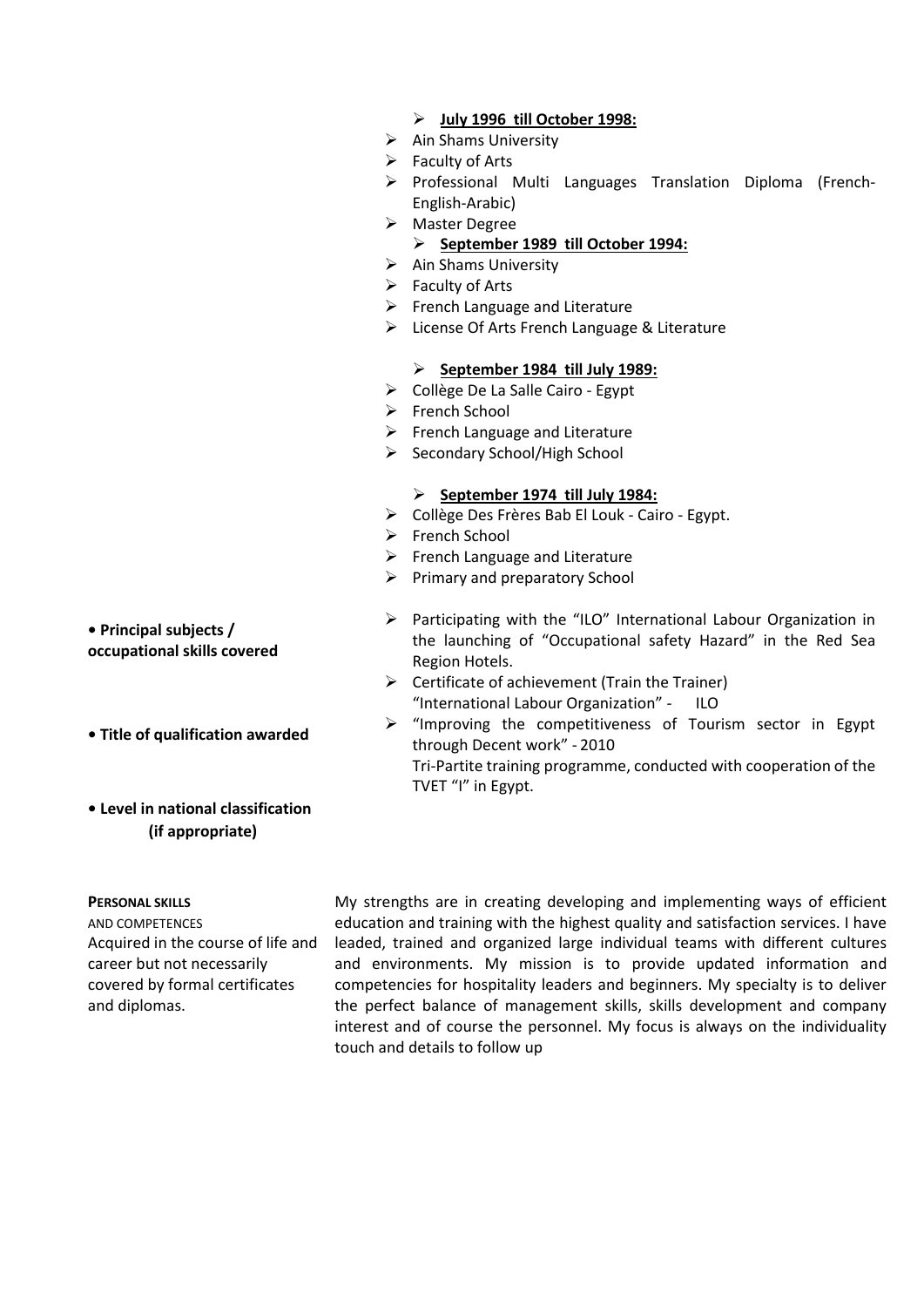- **July 1996 till October 1998:**
- Ain Shams University
- Faculty of Arts
- Professional Multi Languages Translation Diploma (French-English-Arabic)
- Master Degree
- **September 1989 till October 1994:**
- Ain Shams University
- Faculty of Arts
- French Language and Literature
- License Of Arts French Language & Literature

- **September 1984 till July 1989:**
- Collège De La Salle Cairo - Egypt
- French School
- French Language and Literature
- Secondary School/High School

- **September 1974 till July 1984:**
- Collège Des Frères Bab El Louk - Cairo - Egypt.
- French School
- French Language and Literature
- Primary and preparatory School

**• Principal subjects / occupational skills covered**

**• Title of qualification awarded**

**• Level in national classification (if appropriate)**

- Participating with the "ILO" International Labour Organization in the launching of "Occupational safety Hazard" in the Red Sea Region Hotels.
- Certificate of achievement (Train the Trainer) "International Labour Organization" - ILO
- "Improving the competitiveness of Tourism sector in Egypt through Decent work" - 2010
  Tri-Partite training programme, conducted with cooperation of the TVET "I" in Egypt.

**PERSONAL SKILLS**
AND COMPETENCES
Acquired in the course of life and career but not necessarily covered by formal certificates and diplomas.

My strengths are in creating developing and implementing ways of efficient education and training with the highest quality and satisfaction services. I have leaded, trained and organized large individual teams with different cultures and environments. My mission is to provide updated information and competencies for hospitality leaders and beginners. My specialty is to deliver the perfect balance of management skills, skills development and company interest and of course the personnel. My focus is always on the individuality touch and details to follow up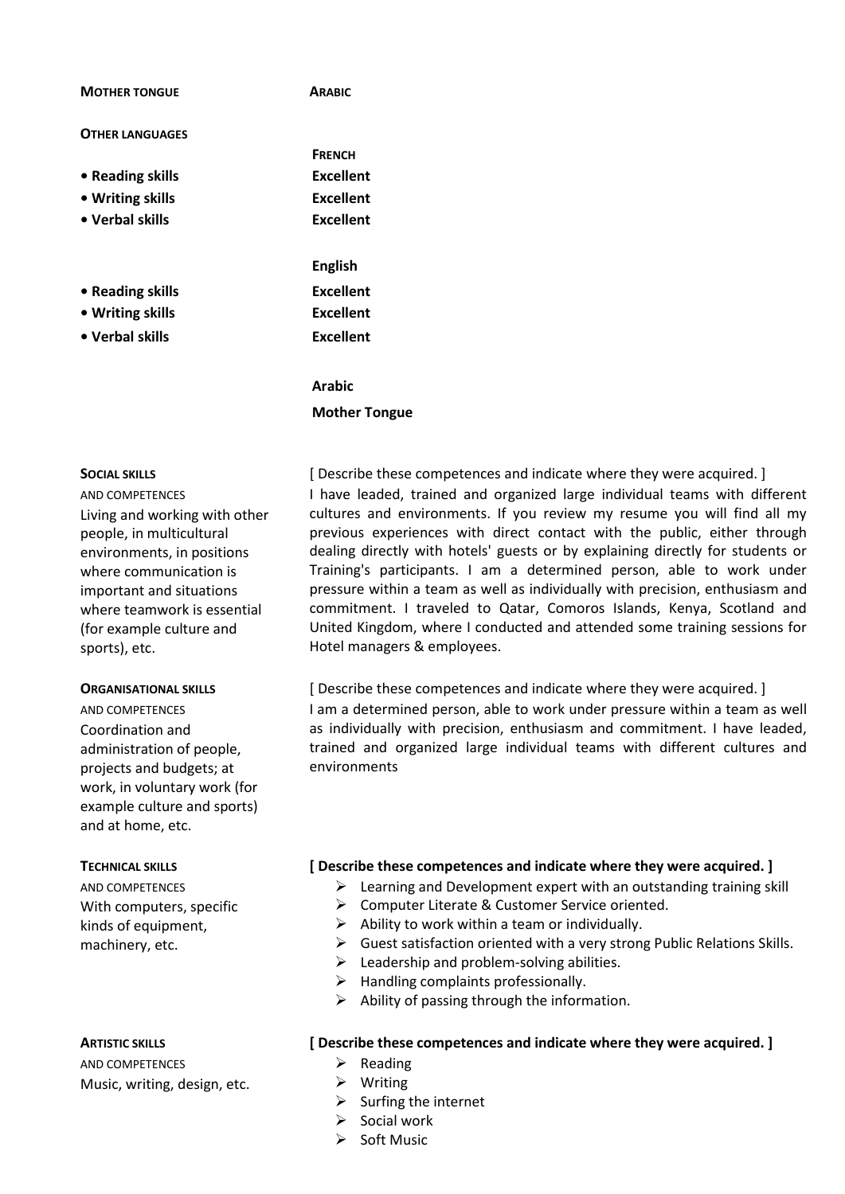**MOTHER TONGUE** **ARABIC**

**OTHER LANGUAGES**

| | **FRENCH** |
|---|---|
| **• Reading skills** | **Excellent** |
| **• Writing skills** | **Excellent** |
| **• Verbal skills** | **Excellent** |

| | **English** |
|---|---|
| **• Reading skills** | **Excellent** |
| **• Writing skills** | **Excellent** |
| **• Verbal skills** | **Excellent** |

**Arabic**

**Mother Tongue**

**SOCIAL SKILLS**
AND COMPETENCES
Living and working with other people, in multicultural environments, in positions where communication is important and situations where teamwork is essential (for example culture and sports), etc.

[ Describe these competences and indicate where they were acquired. ]
I have leaded, trained and organized large individual teams with different cultures and environments. If you review my resume you will find all my previous experiences with direct contact with the public, either through dealing directly with hotels' guests or by explaining directly for students or Training's participants. I am a determined person, able to work under pressure within a team as well as individually with precision, enthusiasm and commitment. I traveled to Qatar, Comoros Islands, Kenya, Scotland and United Kingdom, where I conducted and attended some training sessions for Hotel managers & employees.

**ORGANISATIONAL SKILLS**
AND COMPETENCES
Coordination and administration of people, projects and budgets; at work, in voluntary work (for example culture and sports) and at home, etc.

[ Describe these competences and indicate where they were acquired. ]
I am a determined person, able to work under pressure within a team as well as individually with precision, enthusiasm and commitment. I have leaded, trained and organized large individual teams with different cultures and environments

**TECHNICAL SKILLS**
AND COMPETENCES
With computers, specific kinds of equipment, machinery, etc.

**[ Describe these competences and indicate where they were acquired. ]**

- Learning and Development expert with an outstanding training skill
- Computer Literate & Customer Service oriented.
- Ability to work within a team or individually.
- Guest satisfaction oriented with a very strong Public Relations Skills.
- Leadership and problem-solving abilities.
- Handling complaints professionally.
- Ability of passing through the information.

**ARTISTIC SKILLS**
AND COMPETENCES
Music, writing, design, etc.

**[ Describe these competences and indicate where they were acquired. ]**

- Reading
- Writing
- Surfing the internet
- Social work
- Soft Music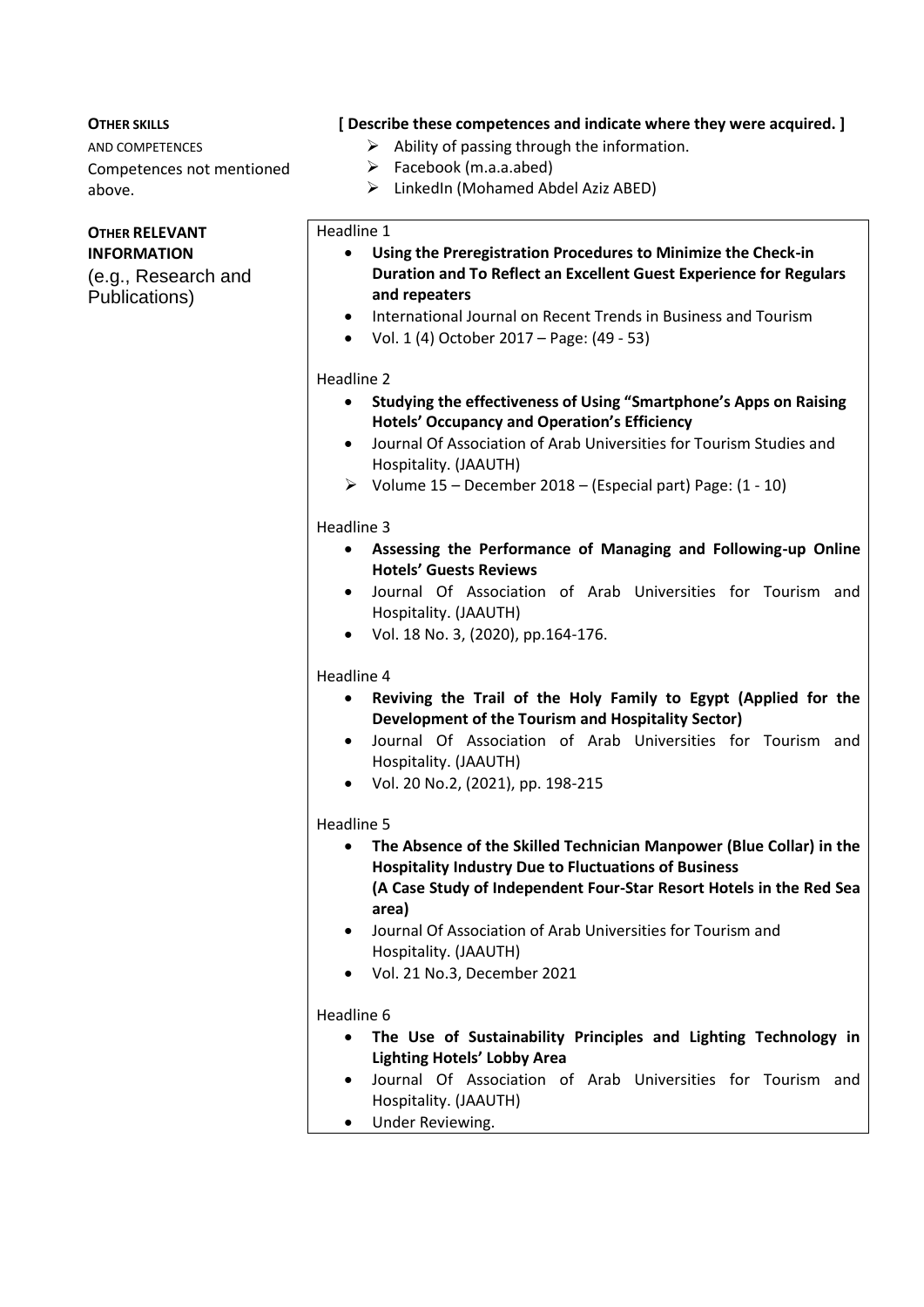**OTHER SKILLS**

AND COMPETENCES

Competences not mentioned above.

**[ Describe these competences and indicate where they were acquired. ]**

- Ability of passing through the information.
- Facebook (m.a.a.abed)
- LinkedIn (Mohamed Abdel Aziz ABED)

**OTHER RELEVANT INFORMATION**

(e.g., Research and Publications)

Headline 1

- **Using the Preregistration Procedures to Minimize the Check-in Duration and To Reflect an Excellent Guest Experience for Regulars and repeaters**
- International Journal on Recent Trends in Business and Tourism
- Vol. 1 (4) October 2017 – Page: (49 - 53)

Headline 2

- **Studying the effectiveness of Using "Smartphone's Apps on Raising Hotels' Occupancy and Operation's Efficiency**
- Journal Of Association of Arab Universities for Tourism Studies and Hospitality. (JAAUTH)
- Volume 15 – December 2018 – (Especial part) Page: (1 - 10)

Headline 3

- **Assessing the Performance of Managing and Following-up Online Hotels' Guests Reviews**
- Journal Of Association of Arab Universities for Tourism and Hospitality. (JAAUTH)
- Vol. 18 No. 3, (2020), pp.164-176.

Headline 4

- **Reviving the Trail of the Holy Family to Egypt (Applied for the Development of the Tourism and Hospitality Sector)**
- Journal Of Association of Arab Universities for Tourism and Hospitality. (JAAUTH)
- Vol. 20 No.2, (2021), pp. 198-215

Headline 5

- **The Absence of the Skilled Technician Manpower (Blue Collar) in the Hospitality Industry Due to Fluctuations of Business**
  **(A Case Study of Independent Four-Star Resort Hotels in the Red Sea area)**
- Journal Of Association of Arab Universities for Tourism and Hospitality. (JAAUTH)
- Vol. 21 No.3, December 2021

Headline 6

- **The Use of Sustainability Principles and Lighting Technology in Lighting Hotels' Lobby Area**
- Journal Of Association of Arab Universities for Tourism and Hospitality. (JAAUTH)
- Under Reviewing.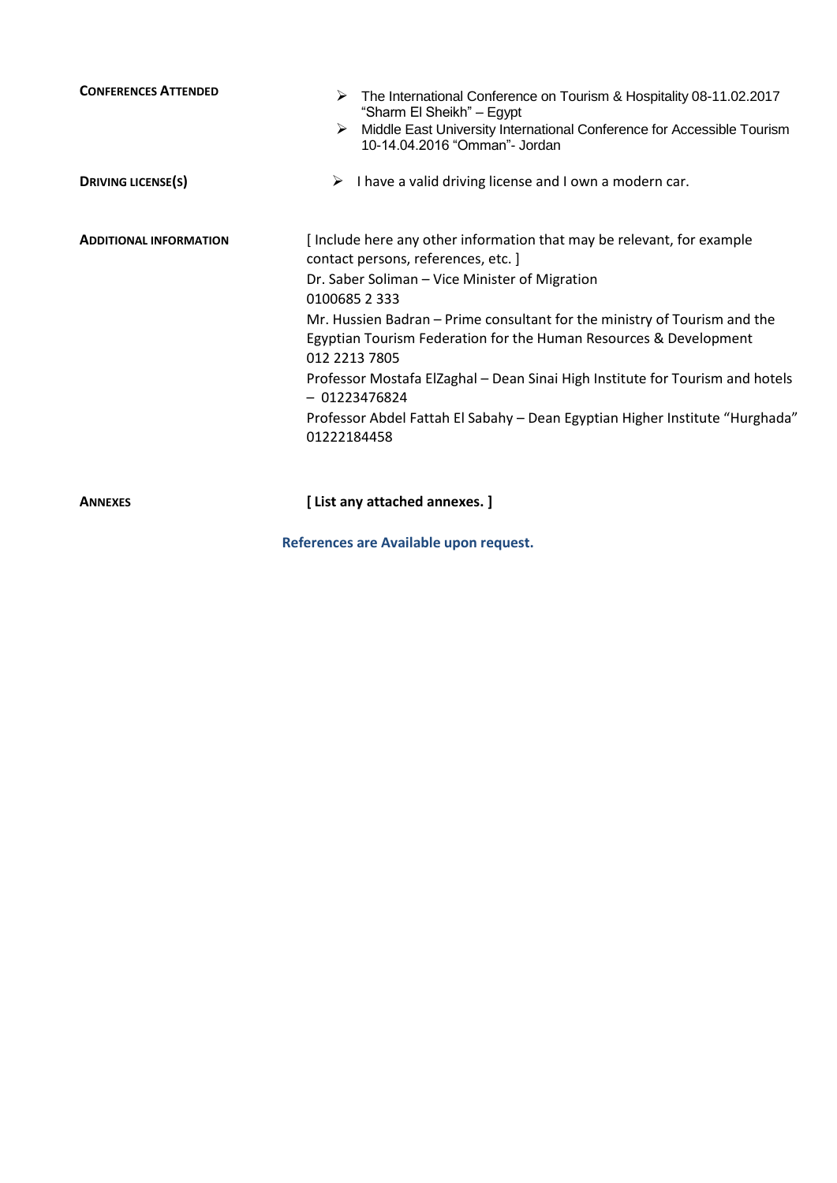**CONFERENCES ATTENDED**

- The International Conference on Tourism & Hospitality 08-11.02.2017 "Sharm El Sheikh" – Egypt
- Middle East University International Conference for Accessible Tourism 10-14.04.2016 "Omman"- Jordan

**DRIVING LICENSE(S)**

- I have a valid driving license and I own a modern car.

**ADDITIONAL INFORMATION**

[ Include here any other information that may be relevant, for example contact persons, references, etc. ]

Dr. Saber Soliman – Vice Minister of Migration
0100685 2 333

Mr. Hussien Badran – Prime consultant for the ministry of Tourism and the Egyptian Tourism Federation for the Human Resources & Development
012 2213 7805

Professor Mostafa ElZaghal – Dean Sinai High Institute for Tourism and hotels – 01223476824

Professor Abdel Fattah El Sabahy – Dean Egyptian Higher Institute "Hurghada" 01222184458

**ANNEXES**

**[ List any attached annexes. ]**

**References are Available upon request.**